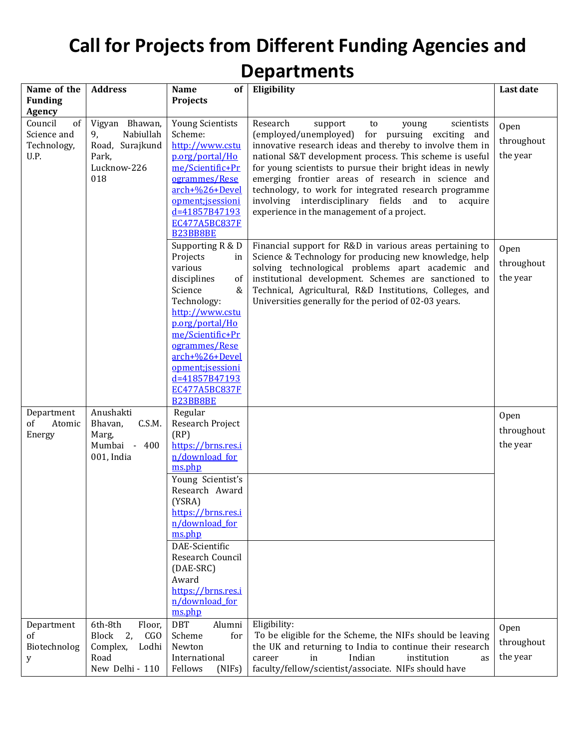# Call for Projects from Different Funding Agencies and Departments

| Name of the Funding Agency | Address | Name of Projects | Eligibility | Last date |
|---|---|---|---|---|
| Council of Science and Technology, U.P. | Vigyan Bhawan, 9, Nabiullah Road, Surajkund Park, Lucknow-226 018 | Young Scientists Scheme: http://www.cstup.org/portal/Home/Scientific+Programmes/Research+%26+Development;jsessionid=41857B47193EC477A5BC837FB23BB8BE | Research support to young scientists (employed/unemployed) for pursuing exciting and innovative research ideas and thereby to involve them in national S&T development process. This scheme is useful for young scientists to pursue their bright ideas in newly emerging frontier areas of research in science and technology, to work for integrated research programme involving interdisciplinary fields and to acquire experience in the management of a project. | Open throughout the year |
| | | Supporting R & D Projects in various disciplines of Science & Technology: http://www.cstup.org/portal/Home/Scientific+Programmes/Research+%26+Development;jsessionid=41857B47193EC477A5BC837FB23BB8BE | Financial support for R&D in various areas pertaining to Science & Technology for producing new knowledge, help solving technological problems apart academic and institutional development. Schemes are sanctioned to Technical, Agricultural, R&D Institutions, Colleges, and Universities generally for the period of 02-03 years. | Open throughout the year |
| Department of Atomic Energy | Anushakti Bhavan, C.S.M. Marg, Mumbai - 400 001, India | Regular Research Project (RP) https://brns.res.in/download_forms.php | | Open throughout the year |
| | | Young Scientist's Research Award (YSRA) https://brns.res.in/download_forms.php | | |
| | | DAE-Scientific Research Council (DAE-SRC) Award https://brns.res.in/download_forms.php | | |
| Department of Biotechnology | 6th-8th Floor, Block 2, CGO Complex, Lodhi Road New Delhi - 110 | DBT Alumni Scheme for Newton International Fellows (NIFs) | Eligibility:<br>To be eligible for the Scheme, the NIFs should be leaving the UK and returning to India to continue their research career in Indian institution as faculty/fellow/scientist/associate. NIFs should have | Open throughout the year |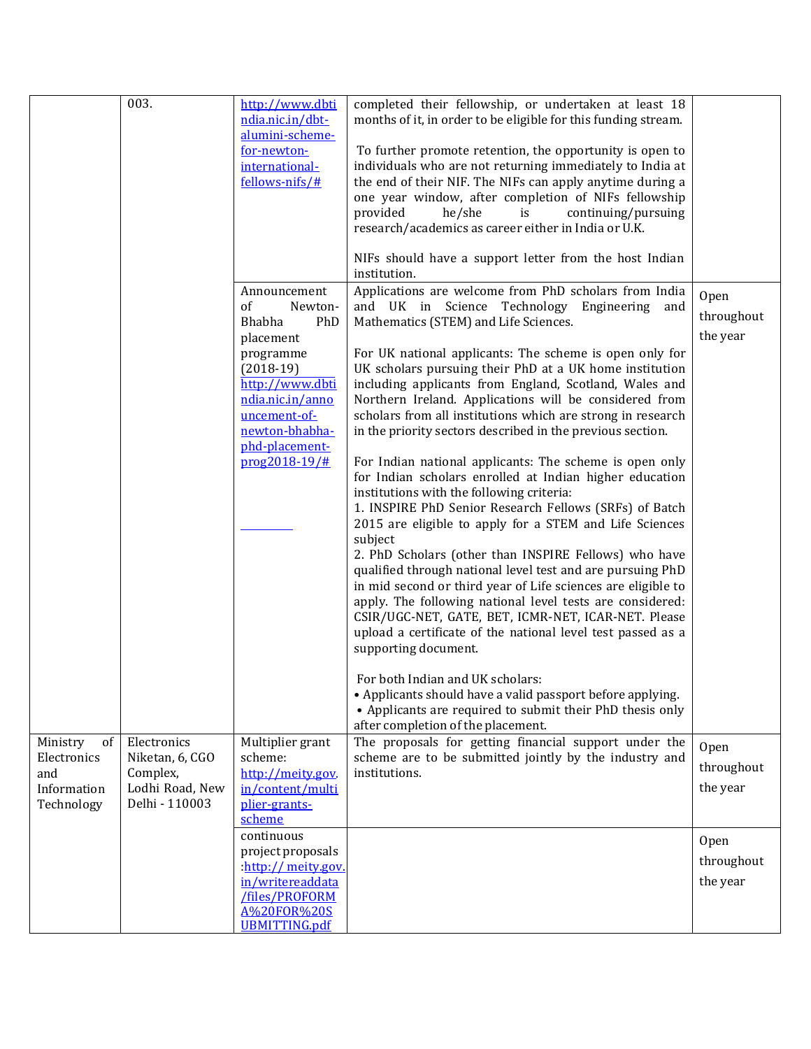| | | | | |
|---|---|---|---|---|
| | 003. | http://www.dbtindia.nic.in/dbt-alumini-scheme-for-newton-international-fellows-nifs/# | completed their fellowship, or undertaken at least 18 months of it, in order to be eligible for this funding stream.<br><br>To further promote retention, the opportunity is open to individuals who are not returning immediately to India at the end of their NIF. The NIFs can apply anytime during a one year window, after completion of NIFs fellowship provided he/she is continuing/pursuing research/academics as career either in India or U.K.<br><br>NIFs should have a support letter from the host Indian institution. | |
| | | Announcement of Newton-Bhabha PhD placement programme (2018-19) http://www.dbtindia.nic.in/announcement-of-newton-bhabha-phd-placement-prog2018-19/# | Applications are welcome from PhD scholars from India and UK in Science Technology Engineering and Mathematics (STEM) and Life Sciences.<br><br>For UK national applicants: The scheme is open only for UK scholars pursuing their PhD at a UK home institution including applicants from England, Scotland, Wales and Northern Ireland. Applications will be considered from scholars from all institutions which are strong in research in the priority sectors described in the previous section.<br><br>For Indian national applicants: The scheme is open only for Indian scholars enrolled at Indian higher education institutions with the following criteria:<br>1. INSPIRE PhD Senior Research Fellows (SRFs) of Batch 2015 are eligible to apply for a STEM and Life Sciences subject<br>2. PhD Scholars (other than INSPIRE Fellows) who have qualified through national level test and are pursuing PhD in mid second or third year of Life sciences are eligible to apply. The following national level tests are considered: CSIR/UGC-NET, GATE, BET, ICMR-NET, ICAR-NET. Please upload a certificate of the national level test passed as a supporting document.<br><br>For both Indian and UK scholars:<br>• Applicants should have a valid passport before applying.<br>• Applicants are required to submit their PhD thesis only after completion of the placement. | Open throughout the year |
| Ministry of Electronics and Information Technology | Electronics Niketan, 6, CGO Complex, Lodhi Road, New Delhi - 110003 | Multiplier grant scheme: http://meity.gov.in/content/multiplier-grants-scheme | The proposals for getting financial support under the scheme are to be submitted jointly by the industry and institutions. | Open throughout the year |
| | | continuous project proposals :http:// meity.gov.in/writereaddata/files/PROFORMA%20FOR%20SUBMITTING.pdf | | Open throughout the year |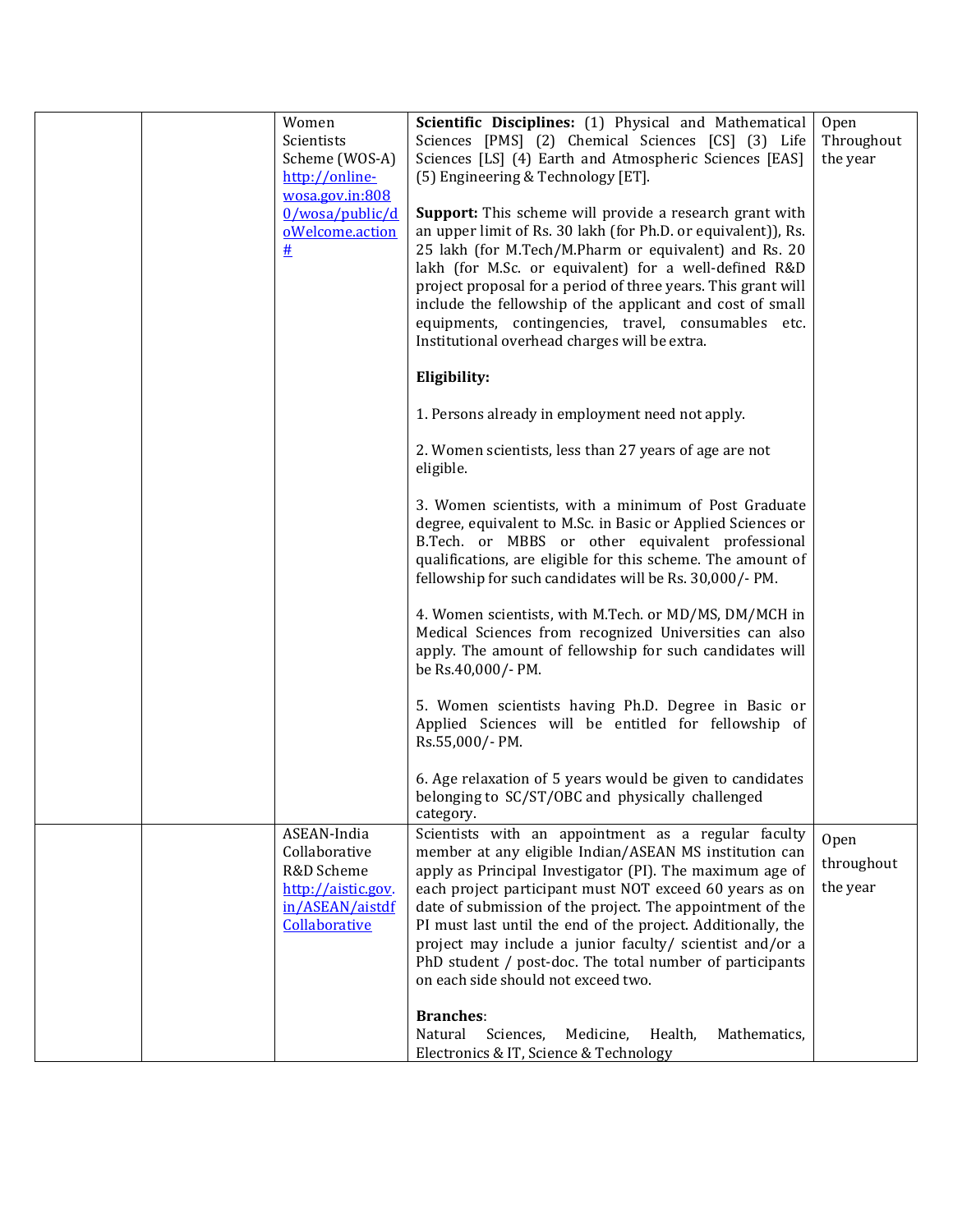| | | | | |
|---|---|---|---|---|
| | | Women Scientists Scheme (WOS-A) http://online-wosa.gov.in:8080/wosa/public/doWelcome.action# | **Scientific Disciplines:** (1) Physical and Mathematical Sciences [PMS] (2) Chemical Sciences [CS] (3) Life Sciences [LS] (4) Earth and Atmospheric Sciences [EAS] (5) Engineering & Technology [ET].<br><br>**Support:** This scheme will provide a research grant with an upper limit of Rs. 30 lakh (for Ph.D. or equivalent)), Rs. 25 lakh (for M.Tech/M.Pharm or equivalent) and Rs. 20 lakh (for M.Sc. or equivalent) for a well-defined R&D project proposal for a period of three years. This grant will include the fellowship of the applicant and cost of small equipments, contingencies, travel, consumables etc. Institutional overhead charges will be extra.<br><br>**Eligibility:**<br><br>1. Persons already in employment need not apply.<br><br>2. Women scientists, less than 27 years of age are not eligible.<br><br>3. Women scientists, with a minimum of Post Graduate degree, equivalent to M.Sc. in Basic or Applied Sciences or B.Tech. or MBBS or other equivalent professional qualifications, are eligible for this scheme. The amount of fellowship for such candidates will be Rs. 30,000/- PM.<br><br>4. Women scientists, with M.Tech. or MD/MS, DM/MCH in Medical Sciences from recognized Universities can also apply. The amount of fellowship for such candidates will be Rs.40,000/- PM.<br><br>5. Women scientists having Ph.D. Degree in Basic or Applied Sciences will be entitled for fellowship of Rs.55,000/- PM.<br><br>6. Age relaxation of 5 years would be given to candidates belonging to SC/ST/OBC and physically challenged category. | Open Throughout the year |
| | | ASEAN-India Collaborative R&D Scheme http://aistic.gov.in/ASEAN/aistdfCollaborative | Scientists with an appointment as a regular faculty member at any eligible Indian/ASEAN MS institution can apply as Principal Investigator (PI). The maximum age of each project participant must NOT exceed 60 years as on date of submission of the project. The appointment of the PI must last until the end of the project. Additionally, the project may include a junior faculty/ scientist and/or a PhD student / post-doc. The total number of participants on each side should not exceed two.<br><br>**Branches**:<br>Natural Sciences, Medicine, Health, Mathematics, Electronics & IT, Science & Technology | Open throughout the year |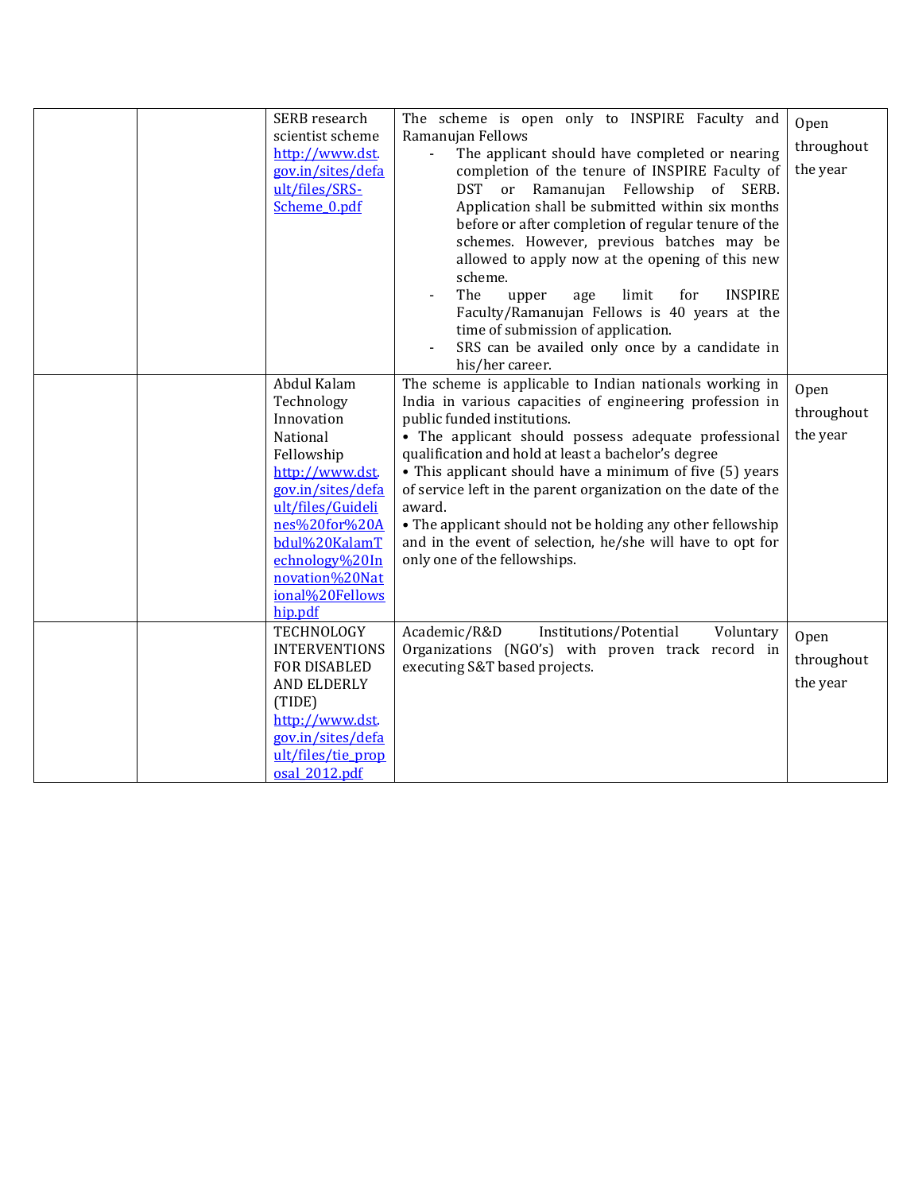| | | | | |
|---|---|---|---|---|
| | | SERB research scientist scheme http://www.dst.gov.in/sites/default/files/SRS-Scheme_0.pdf | The scheme is open only to INSPIRE Faculty and Ramanujan Fellows<br>- The applicant should have completed or nearing completion of the tenure of INSPIRE Faculty of DST or Ramanujan Fellowship of SERB. Application shall be submitted within six months before or after completion of regular tenure of the schemes. However, previous batches may be allowed to apply now at the opening of this new scheme.<br>- The upper age limit for INSPIRE Faculty/Ramanujan Fellows is 40 years at the time of submission of application.<br>- SRS can be availed only once by a candidate in his/her career. | Open throughout the year |
| | | Abdul Kalam Technology Innovation National Fellowship http://www.dst.gov.in/sites/default/files/Guidelines%20for%20Abdul%20KalamTechnology%20Innovation%20National%20Fellowship.pdf | The scheme is applicable to Indian nationals working in India in various capacities of engineering profession in public funded institutions.<br>• The applicant should possess adequate professional qualification and hold at least a bachelor's degree<br>• This applicant should have a minimum of five (5) years of service left in the parent organization on the date of the award.<br>• The applicant should not be holding any other fellowship and in the event of selection, he/she will have to opt for only one of the fellowships. | Open throughout the year |
| | | TECHNOLOGY INTERVENTIONS FOR DISABLED AND ELDERLY (TIDE) http://www.dst.gov.in/sites/default/files/tie_proposal_2012.pdf | Academic/R&D Institutions/Potential Voluntary Organizations (NGO's) with proven track record in executing S&T based projects. | Open throughout the year |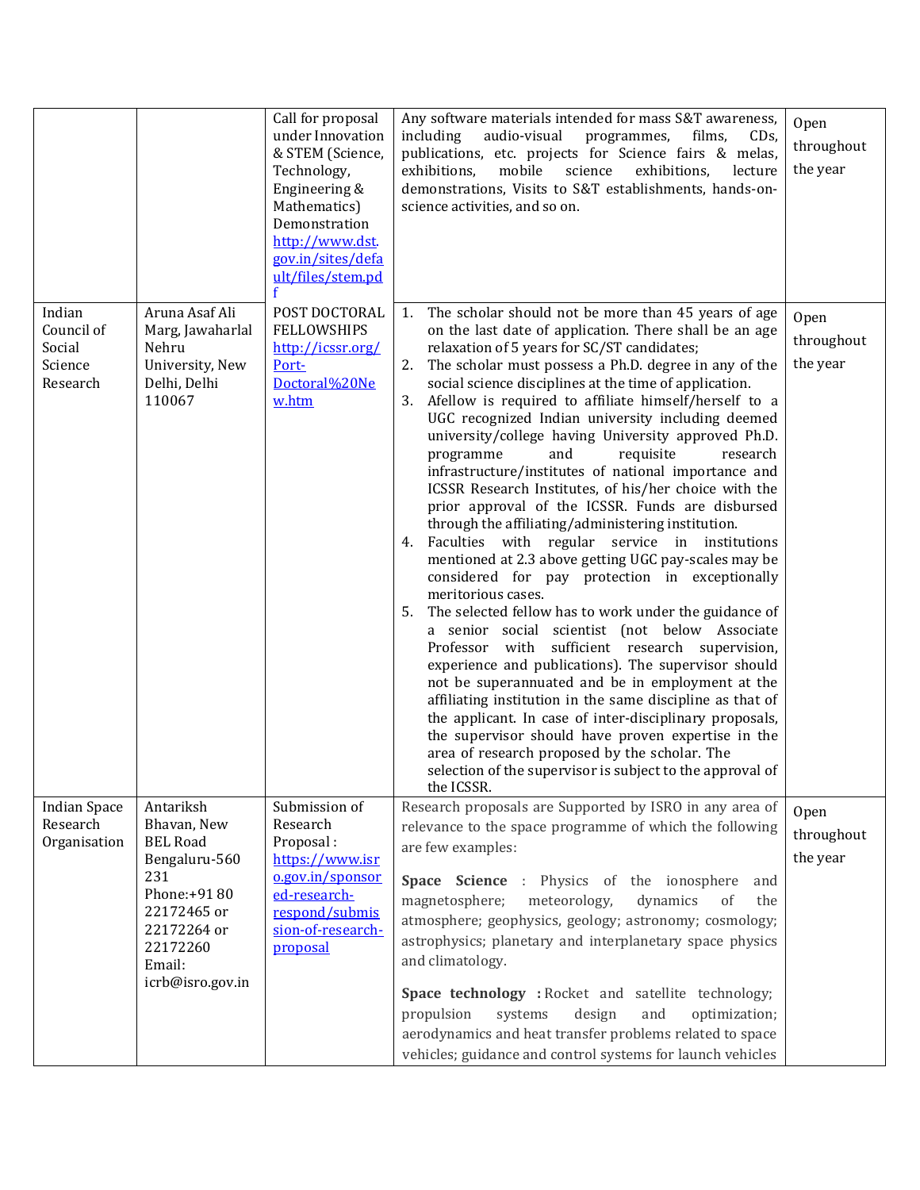| | | | | |
|---|---|---|---|---|
| | | Call for proposal under Innovation & STEM (Science, Technology, Engineering & Mathematics) Demonstration http://www.dst.gov.in/sites/default/files/stem.pdf | Any software materials intended for mass S&T awareness, including audio-visual programmes, films, CDs, publications, etc. projects for Science fairs & melas, exhibitions, mobile science exhibitions, lecture demonstrations, Visits to S&T establishments, hands-on-science activities, and so on. | Open throughout the year |
| Indian Council of Social Science Research | Aruna Asaf Ali Marg, Jawaharlal Nehru University, New Delhi, Delhi 110067 | POST DOCTORAL FELLOWSHIPS http://icssr.org/Port-Doctoral%20New.htm | 1. The scholar should not be more than 45 years of age on the last date of application. There shall be an age relaxation of 5 years for SC/ST candidates;<br>2. The scholar must possess a Ph.D. degree in any of the social science disciplines at the time of application.<br>3. Afellow is required to affiliate himself/herself to a UGC recognized Indian university including deemed university/college having University approved Ph.D. programme and requisite research infrastructure/institutes of national importance and ICSSR Research Institutes, of his/her choice with the prior approval of the ICSSR. Funds are disbursed through the affiliating/administering institution.<br>4. Faculties with regular service in institutions mentioned at 2.3 above getting UGC pay-scales may be considered for pay protection in exceptionally meritorious cases.<br>5. The selected fellow has to work under the guidance of a senior social scientist (not below Associate Professor with sufficient research supervision, experience and publications). The supervisor should not be superannuated and be in employment at the affiliating institution in the same discipline as that of the applicant. In case of inter-disciplinary proposals, the supervisor should have proven expertise in the area of research proposed by the scholar. The selection of the supervisor is subject to the approval of the ICSSR. | Open throughout the year |
| Indian Space Research Organisation | Antariksh Bhavan, New BEL Road Bengaluru-560 231 Phone:+91 80 22172465 or 22172264 or 22172260 Email: icrb@isro.gov.in | Submission of Research Proposal : https://www.isro.gov.in/sponsored-research-respond/submission-of-research-proposal | Research proposals are Supported by ISRO in any area of relevance to the space programme of which the following are few examples:<br><br>**Space Science** : Physics of the ionosphere and magnetosphere; meteorology, dynamics of the atmosphere; geophysics, geology; astronomy; cosmology; astrophysics; planetary and interplanetary space physics and climatology.<br><br>**Space technology :** Rocket and satellite technology; propulsion systems design and optimization; aerodynamics and heat transfer problems related to space vehicles; guidance and control systems for launch vehicles | Open throughout the year |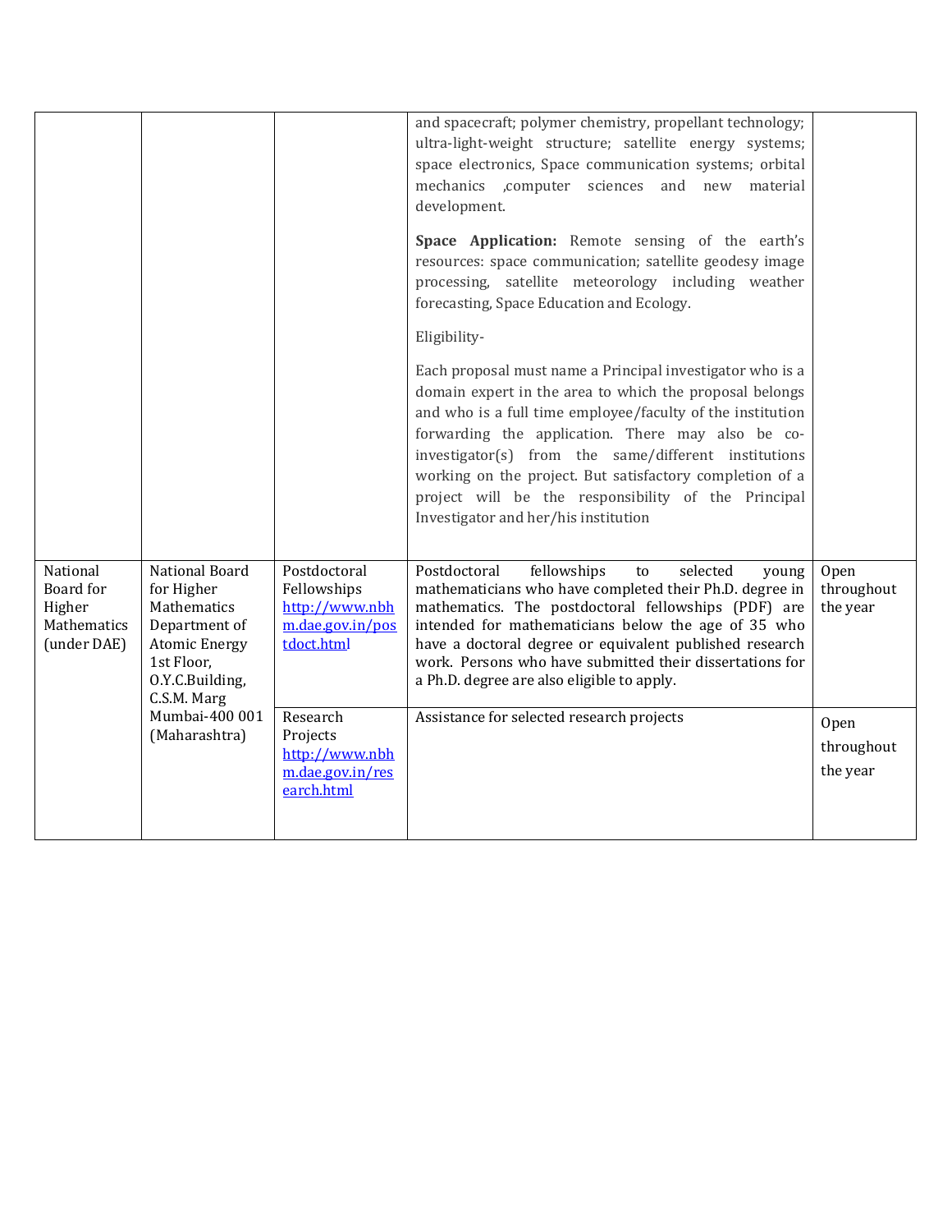| | | | | |
|---|---|---|---|---|
| | | | and spacecraft; polymer chemistry, propellant technology; ultra-light-weight structure; satellite energy systems; space electronics, Space communication systems; orbital mechanics ,computer sciences and new material development.<br><br>**Space Application:** Remote sensing of the earth's resources: space communication; satellite geodesy image processing, satellite meteorology including weather forecasting, Space Education and Ecology.<br><br>Eligibility-<br><br>Each proposal must name a Principal investigator who is a domain expert in the area to which the proposal belongs and who is a full time employee/faculty of the institution forwarding the application. There may also be co-investigator(s) from the same/different institutions working on the project. But satisfactory completion of a project will be the responsibility of the Principal Investigator and her/his institution | |
| National Board for Higher Mathematics (under DAE) | National Board for Higher Mathematics Department of Atomic Energy 1st Floor, O.Y.C.Building, C.S.M. Marg Mumbai-400 001 (Maharashtra) | Postdoctoral Fellowships http://www.nbhm.dae.gov.in/postdoct.html | Postdoctoral fellowships to selected young mathematicians who have completed their Ph.D. degree in mathematics. The postdoctoral fellowships (PDF) are intended for mathematicians below the age of 35 who have a doctoral degree or equivalent published research work. Persons who have submitted their dissertations for a Ph.D. degree are also eligible to apply. | Open throughout the year |
| | | Research Projects http://www.nbhm.dae.gov.in/research.html | Assistance for selected research projects | Open throughout the year |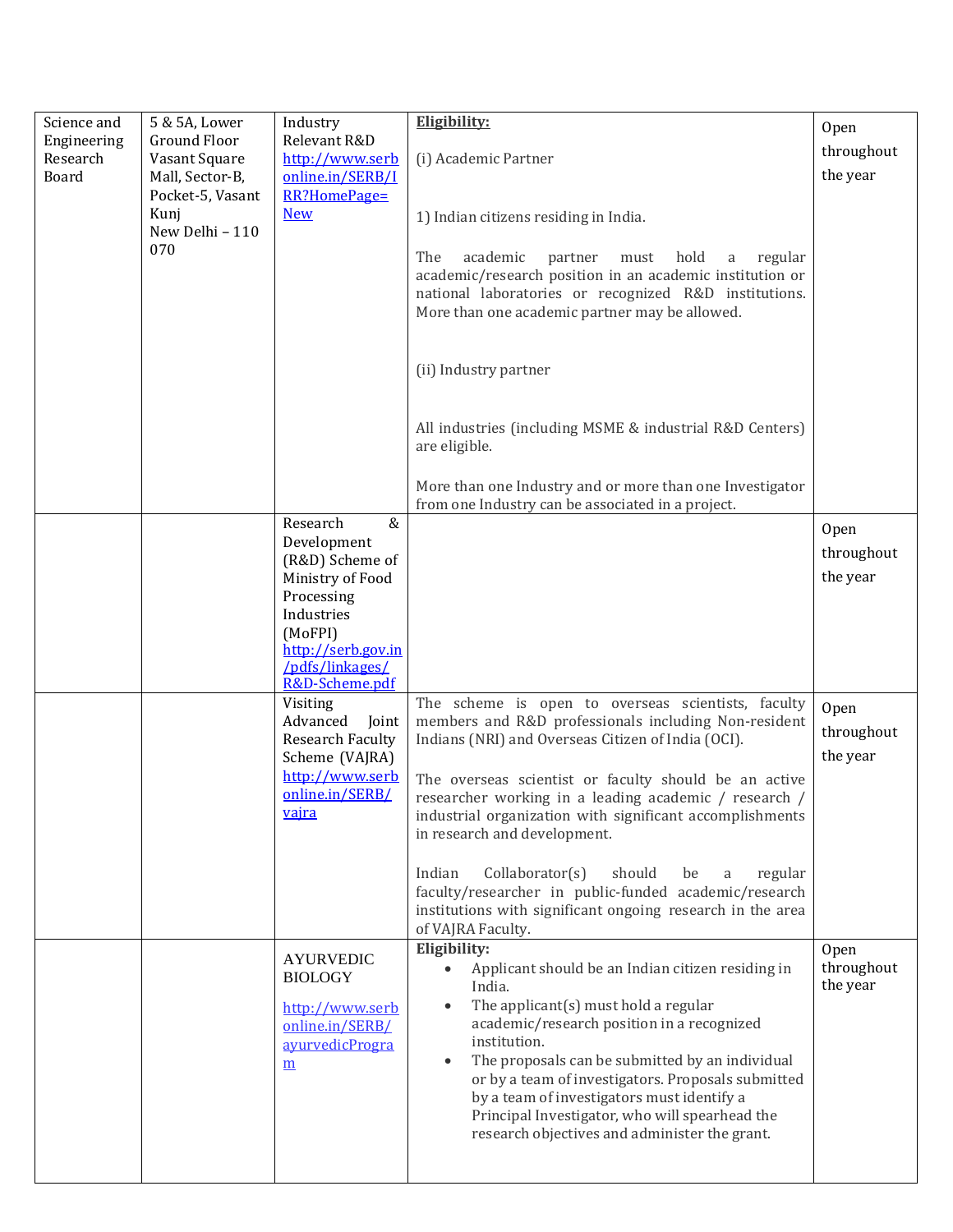| | | | | |
|---|---|---|---|---|
| Science and Engineering Research Board | 5 & 5A, Lower Ground Floor Vasant Square Mall, Sector-B, Pocket-5, Vasant Kunj New Delhi – 110 070 | Industry Relevant R&D http://www.serbonline.in/SERB/IRR?HomePage=New | **Eligibility:**<br><br>(i) Academic Partner<br><br>1) Indian citizens residing in India.<br><br>The academic partner must hold a regular academic/research position in an academic institution or national laboratories or recognized R&D institutions. More than one academic partner may be allowed.<br><br>(ii) Industry partner<br><br>All industries (including MSME & industrial R&D Centers) are eligible.<br><br>More than one Industry and or more than one Investigator from one Industry can be associated in a project. | Open throughout the year |
| | | Research & Development (R&D) Scheme of Ministry of Food Processing Industries (MoFPI) http://serb.gov.in/pdfs/linkages/R&D-Scheme.pdf | | Open throughout the year |
| | | Visiting Advanced Joint Research Faculty Scheme (VAJRA) http://www.serbonline.in/SERB/vajra | The scheme is open to overseas scientists, faculty members and R&D professionals including Non-resident Indians (NRI) and Overseas Citizen of India (OCI).<br><br>The overseas scientist or faculty should be an active researcher working in a leading academic / research / industrial organization with significant accomplishments in research and development.<br><br>Indian Collaborator(s) should be a regular faculty/researcher in public-funded academic/research institutions with significant ongoing research in the area of VAJRA Faculty. | Open throughout the year |
| | | AYURVEDIC BIOLOGY http://www.serbonline.in/SERB/ayurvedicProgram | **Eligibility:**<br>• Applicant should be an Indian citizen residing in India.<br>• The applicant(s) must hold a regular academic/research position in a recognized institution.<br>• The proposals can be submitted by an individual or by a team of investigators. Proposals submitted by a team of investigators must identify a Principal Investigator, who will spearhead the research objectives and administer the grant. | Open throughout the year |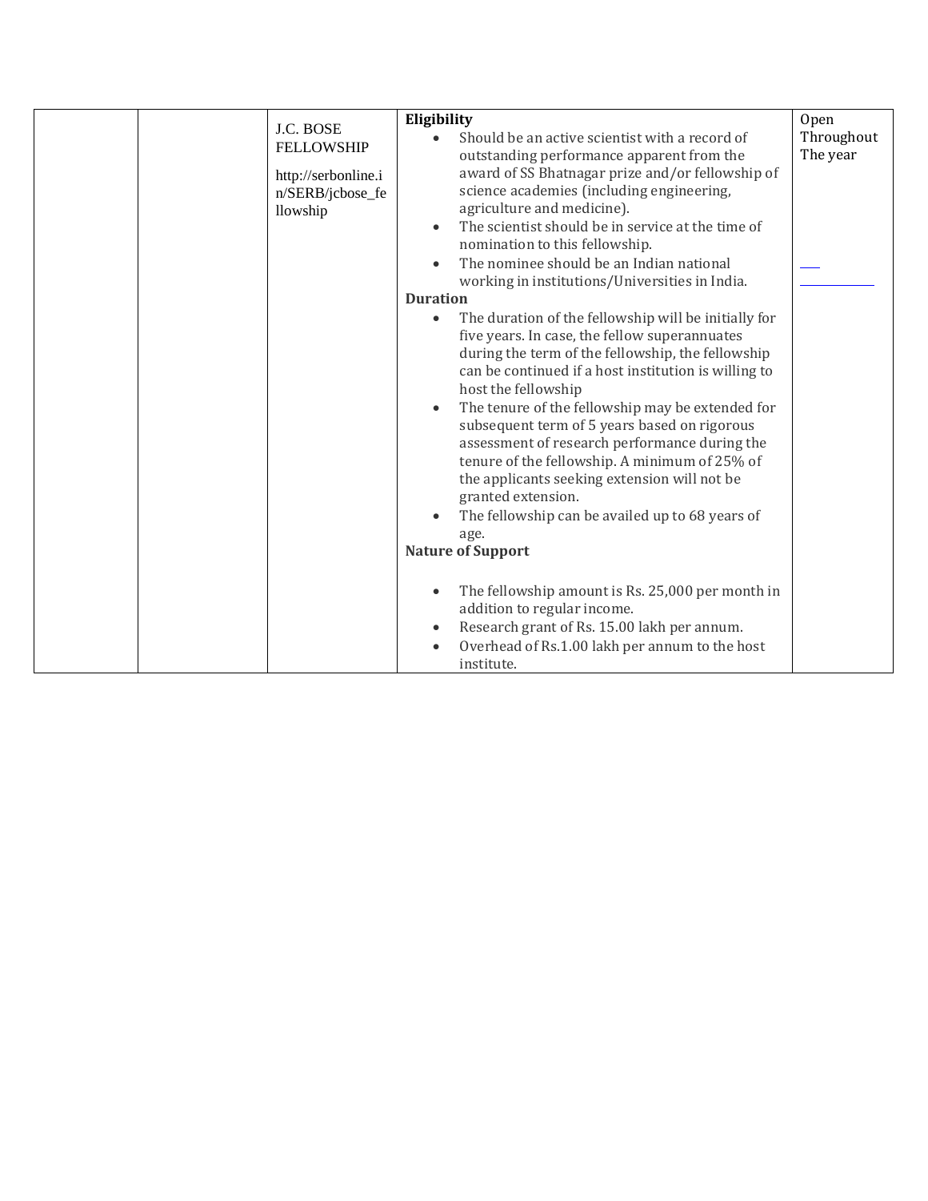| | | | | |
|---|---|---|---|---|
| | | J.C. BOSE FELLOWSHIP<br><br>http://serbonline.in/SERB/jcbose_fellowship | **Eligibility**<br>• Should be an active scientist with a record of outstanding performance apparent from the award of SS Bhatnagar prize and/or fellowship of science academies (including engineering, agriculture and medicine).<br>• The scientist should be in service at the time of nomination to this fellowship.<br>• The nominee should be an Indian national working in institutions/Universities in India.<br>**Duration**<br>• The duration of the fellowship will be initially for five years. In case, the fellow superannuates during the term of the fellowship, the fellowship can be continued if a host institution is willing to host the fellowship<br>• The tenure of the fellowship may be extended for subsequent term of 5 years based on rigorous assessment of research performance during the tenure of the fellowship. A minimum of 25% of the applicants seeking extension will not be granted extension.<br>• The fellowship can be availed up to 68 years of age.<br>**Nature of Support**<br>• The fellowship amount is Rs. 25,000 per month in addition to regular income.<br>• Research grant of Rs. 15.00 lakh per annum.<br>• Overhead of Rs.1.00 lakh per annum to the host institute. | Open Throughout The year |